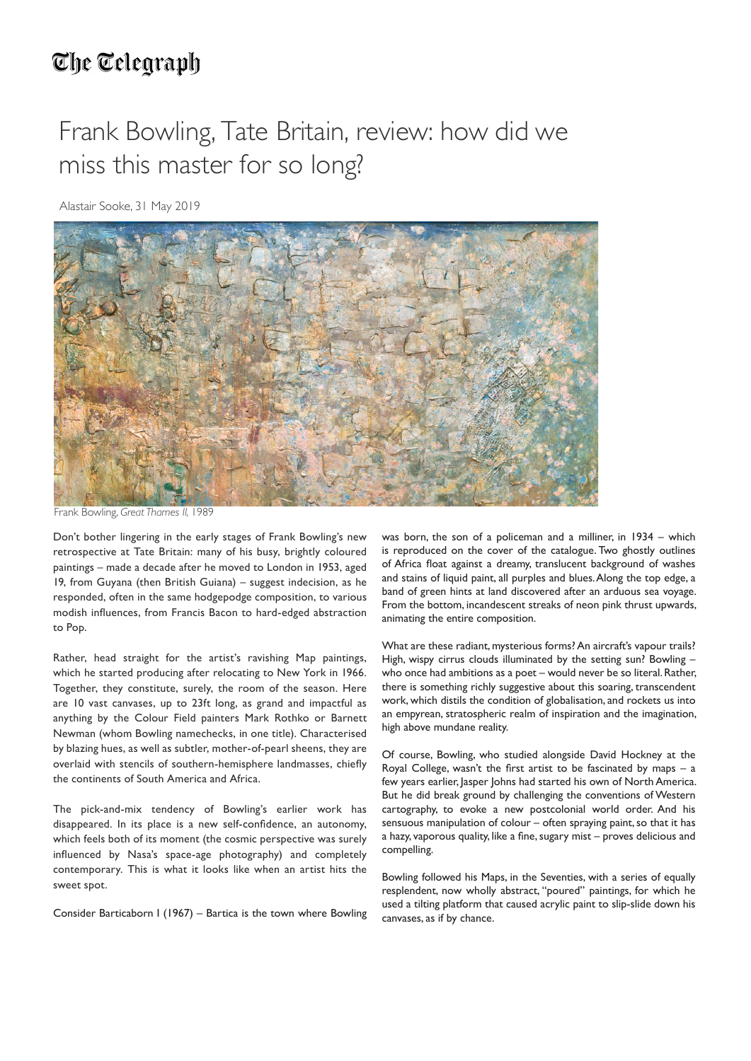The Telegraph

# Frank Bowling, Tate Britain, review: how did we miss this master for so long?

Alastair Sooke, 31 May 2019

Frank Bowling, *Great Thames II*, 1989

Don't bother lingering in the early stages of Frank Bowling's new retrospective at Tate Britain: many of his busy, brightly coloured paintings – made a decade after he moved to London in 1953, aged 19, from Guyana (then British Guiana) – suggest indecision, as he responded, often in the same hodgepodge composition, to various modish influences, from Francis Bacon to hard-edged abstraction to Pop.

Rather, head straight for the artist's ravishing Map paintings, which he started producing after relocating to New York in 1966. Together, they constitute, surely, the room of the season. Here are 10 vast canvases, up to 23ft long, as grand and impactful as anything by the Colour Field painters Mark Rothko or Barnett Newman (whom Bowling namechecks, in one title). Characterised by blazing hues, as well as subtler, mother-of-pearl sheens, they are overlaid with stencils of southern-hemisphere landmasses, chiefly the continents of South America and Africa.

The pick-and-mix tendency of Bowling's earlier work has disappeared. In its place is a new self-confidence, an autonomy, which feels both of its moment (the cosmic perspective was surely influenced by Nasa's space-age photography) and completely contemporary. This is what it looks like when an artist hits the sweet spot.

Consider Barticaborn I (1967) – Bartica is the town where Bowling was born, the son of a policeman and a milliner, in 1934 – which is reproduced on the cover of the catalogue. Two ghostly outlines of Africa float against a dreamy, translucent background of washes and stains of liquid paint, all purples and blues. Along the top edge, a band of green hints at land discovered after an arduous sea voyage. From the bottom, incandescent streaks of neon pink thrust upwards, animating the entire composition.

What are these radiant, mysterious forms? An aircraft's vapour trails? High, wispy cirrus clouds illuminated by the setting sun? Bowling – who once had ambitions as a poet – would never be so literal. Rather, there is something richly suggestive about this soaring, transcendent work, which distils the condition of globalisation, and rockets us into an empyrean, stratospheric realm of inspiration and the imagination, high above mundane reality.

Of course, Bowling, who studied alongside David Hockney at the Royal College, wasn't the first artist to be fascinated by maps – a few years earlier, Jasper Johns had started his own of North America. But he did break ground by challenging the conventions of Western cartography, to evoke a new postcolonial world order. And his sensuous manipulation of colour – often spraying paint, so that it has a hazy, vaporous quality, like a fine, sugary mist – proves delicious and compelling.

Bowling followed his Maps, in the Seventies, with a series of equally resplendent, now wholly abstract, "poured" paintings, for which he used a tilting platform that caused acrylic paint to slip-slide down his canvases, as if by chance.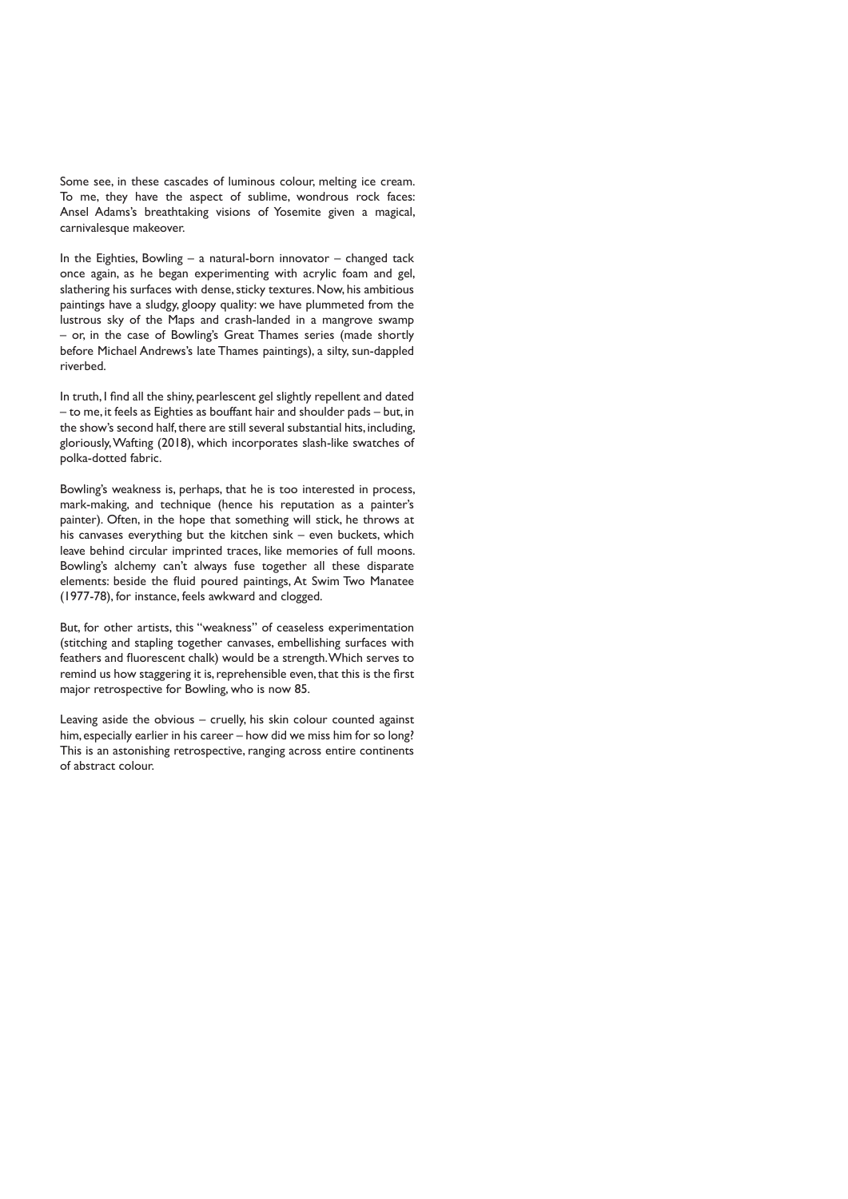Some see, in these cascades of luminous colour, melting ice cream. To me, they have the aspect of sublime, wondrous rock faces: Ansel Adams's breathtaking visions of Yosemite given a magical, carnivalesque makeover.

In the Eighties, Bowling – a natural-born innovator – changed tack once again, as he began experimenting with acrylic foam and gel, slathering his surfaces with dense, sticky textures. Now, his ambitious paintings have a sludgy, gloopy quality: we have plummeted from the lustrous sky of the Maps and crash-landed in a mangrove swamp – or, in the case of Bowling's Great Thames series (made shortly before Michael Andrews's late Thames paintings), a silty, sun-dappled riverbed.

In truth, I find all the shiny, pearlescent gel slightly repellent and dated – to me, it feels as Eighties as bouffant hair and shoulder pads – but, in the show's second half, there are still several substantial hits, including, gloriously, Wafting (2018), which incorporates slash-like swatches of polka-dotted fabric.

Bowling's weakness is, perhaps, that he is too interested in process, mark-making, and technique (hence his reputation as a painter's painter). Often, in the hope that something will stick, he throws at his canvases everything but the kitchen sink – even buckets, which leave behind circular imprinted traces, like memories of full moons. Bowling's alchemy can't always fuse together all these disparate elements: beside the fluid poured paintings, At Swim Two Manatee (1977-78), for instance, feels awkward and clogged.

But, for other artists, this "weakness" of ceaseless experimentation (stitching and stapling together canvases, embellishing surfaces with feathers and fluorescent chalk) would be a strength. Which serves to remind us how staggering it is, reprehensible even, that this is the first major retrospective for Bowling, who is now 85.

Leaving aside the obvious – cruelly, his skin colour counted against him, especially earlier in his career – how did we miss him for so long? This is an astonishing retrospective, ranging across entire continents of abstract colour.